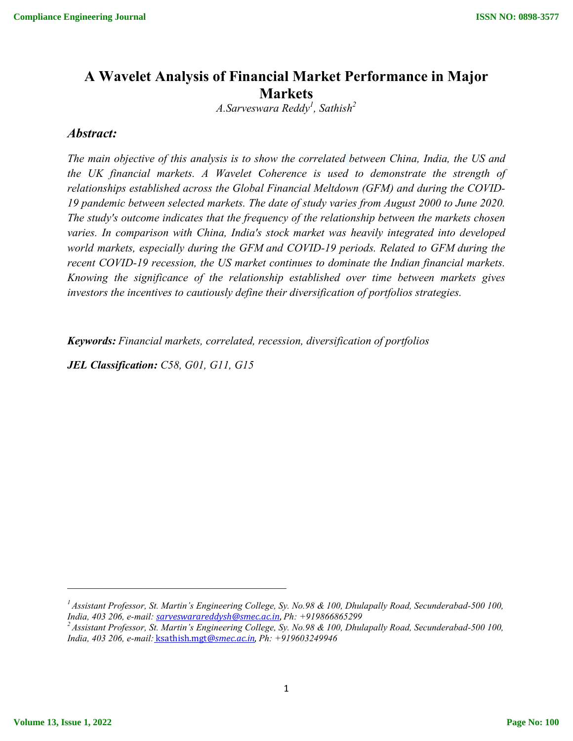# A Wavelet Analysis of Financial Market Performance in Major Markets

*A.Sarveswara Reddy[1], Sathish[2]*

## *Abstract:*

*The main objective of this analysis is to show the correlated between China, India, the US and the UK financial markets. A Wavelet Coherence is used to demonstrate the strength of relationships established across the Global Financial Meltdown (GFM) and during the COVID-19 pandemic between selected markets. The date of study varies from August 2000 to June 2020. The study's outcome indicates that the frequency of the relationship between the markets chosen varies. In comparison with China, India's stock market was heavily integrated into developed world markets, especially during the GFM and COVID-19 periods. Related to GFM during the recent COVID-19 recession, the US market continues to dominate the Indian financial markets. Knowing the significance of the relationship established over time between markets gives investors the incentives to cautiously define their diversification of portfolios strategies.*

***Keywords:*** *Financial markets, correlated, recession, diversification of portfolios*

***JEL Classification:*** *C58, G01, G11, G15*

---

[1] *Assistant Professor, St. Martin's Engineering College, Sy. No.98 & 100, Dhulapally Road, Secunderabad-500 100, India, 403 206, e-mail: sarveswarareddysh@smec.ac.in, Ph: +919866865299*

[2] *Assistant Professor, St. Martin's Engineering College, Sy. No.98 & 100, Dhulapally Road, Secunderabad-500 100, India, 403 206, e-mail: ksathish.mgt@smec.ac.in, Ph: +919603249946*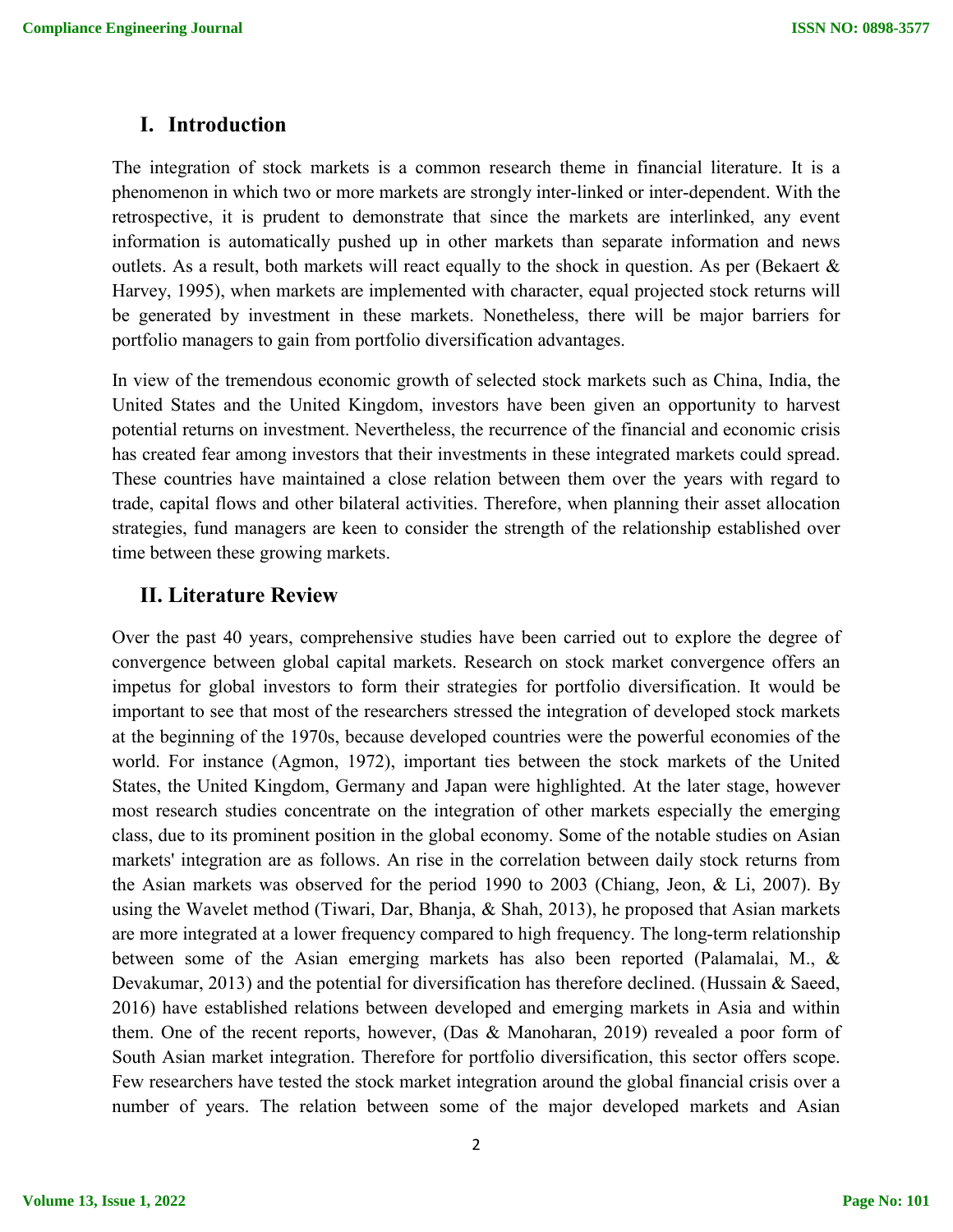## I. Introduction

The integration of stock markets is a common research theme in financial literature. It is a phenomenon in which two or more markets are strongly inter-linked or inter-dependent. With the retrospective, it is prudent to demonstrate that since the markets are interlinked, any event information is automatically pushed up in other markets than separate information and news outlets. As a result, both markets will react equally to the shock in question. As per (Bekaert & Harvey, 1995), when markets are implemented with character, equal projected stock returns will be generated by investment in these markets. Nonetheless, there will be major barriers for portfolio managers to gain from portfolio diversification advantages.

In view of the tremendous economic growth of selected stock markets such as China, India, the United States and the United Kingdom, investors have been given an opportunity to harvest potential returns on investment. Nevertheless, the recurrence of the financial and economic crisis has created fear among investors that their investments in these integrated markets could spread. These countries have maintained a close relation between them over the years with regard to trade, capital flows and other bilateral activities. Therefore, when planning their asset allocation strategies, fund managers are keen to consider the strength of the relationship established over time between these growing markets.

## II. Literature Review

Over the past 40 years, comprehensive studies have been carried out to explore the degree of convergence between global capital markets. Research on stock market convergence offers an impetus for global investors to form their strategies for portfolio diversification. It would be important to see that most of the researchers stressed the integration of developed stock markets at the beginning of the 1970s, because developed countries were the powerful economies of the world. For instance (Agmon, 1972), important ties between the stock markets of the United States, the United Kingdom, Germany and Japan were highlighted. At the later stage, however most research studies concentrate on the integration of other markets especially the emerging class, due to its prominent position in the global economy. Some of the notable studies on Asian markets' integration are as follows. An rise in the correlation between daily stock returns from the Asian markets was observed for the period 1990 to 2003 (Chiang, Jeon, & Li, 2007). By using the Wavelet method (Tiwari, Dar, Bhanja, & Shah, 2013), he proposed that Asian markets are more integrated at a lower frequency compared to high frequency. The long-term relationship between some of the Asian emerging markets has also been reported (Palamalai, M., & Devakumar, 2013) and the potential for diversification has therefore declined. (Hussain & Saeed, 2016) have established relations between developed and emerging markets in Asia and within them. One of the recent reports, however, (Das & Manoharan, 2019) revealed a poor form of South Asian market integration. Therefore for portfolio diversification, this sector offers scope. Few researchers have tested the stock market integration around the global financial crisis over a number of years. The relation between some of the major developed markets and Asian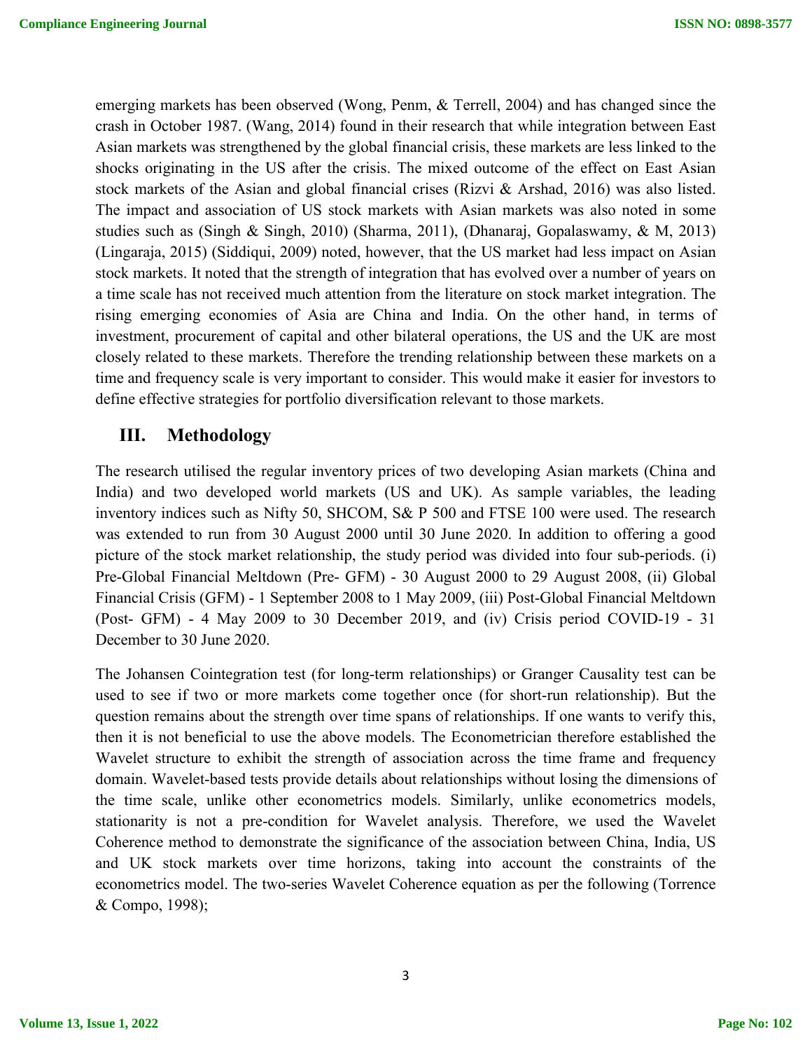emerging markets has been observed (Wong, Penm, & Terrell, 2004) and has changed since the crash in October 1987. (Wang, 2014) found in their research that while integration between East Asian markets was strengthened by the global financial crisis, these markets are less linked to the shocks originating in the US after the crisis. The mixed outcome of the effect on East Asian stock markets of the Asian and global financial crises (Rizvi & Arshad, 2016) was also listed. The impact and association of US stock markets with Asian markets was also noted in some studies such as (Singh & Singh, 2010) (Sharma, 2011), (Dhanaraj, Gopalaswamy, & M, 2013) (Lingaraja, 2015) (Siddiqui, 2009) noted, however, that the US market had less impact on Asian stock markets. It noted that the strength of integration that has evolved over a number of years on a time scale has not received much attention from the literature on stock market integration. The rising emerging economies of Asia are China and India. On the other hand, in terms of investment, procurement of capital and other bilateral operations, the US and the UK are most closely related to these markets. Therefore the trending relationship between these markets on a time and frequency scale is very important to consider. This would make it easier for investors to define effective strategies for portfolio diversification relevant to those markets.

## III. Methodology

The research utilised the regular inventory prices of two developing Asian markets (China and India) and two developed world markets (US and UK). As sample variables, the leading inventory indices such as Nifty 50, SHCOM, S& P 500 and FTSE 100 were used. The research was extended to run from 30 August 2000 until 30 June 2020. In addition to offering a good picture of the stock market relationship, the study period was divided into four sub-periods. (i) Pre-Global Financial Meltdown (Pre- GFM) - 30 August 2000 to 29 August 2008, (ii) Global Financial Crisis (GFM) - 1 September 2008 to 1 May 2009, (iii) Post-Global Financial Meltdown (Post- GFM) - 4 May 2009 to 30 December 2019, and (iv) Crisis period COVID-19 - 31 December to 30 June 2020.

The Johansen Cointegration test (for long-term relationships) or Granger Causality test can be used to see if two or more markets come together once (for short-run relationship). But the question remains about the strength over time spans of relationships. If one wants to verify this, then it is not beneficial to use the above models. The Econometrician therefore established the Wavelet structure to exhibit the strength of association across the time frame and frequency domain. Wavelet-based tests provide details about relationships without losing the dimensions of the time scale, unlike other econometrics models. Similarly, unlike econometrics models, stationarity is not a pre-condition for Wavelet analysis. Therefore, we used the Wavelet Coherence method to demonstrate the significance of the association between China, India, US and UK stock markets over time horizons, taking into account the constraints of the econometrics model. The two-series Wavelet Coherence equation as per the following (Torrence & Compo, 1998);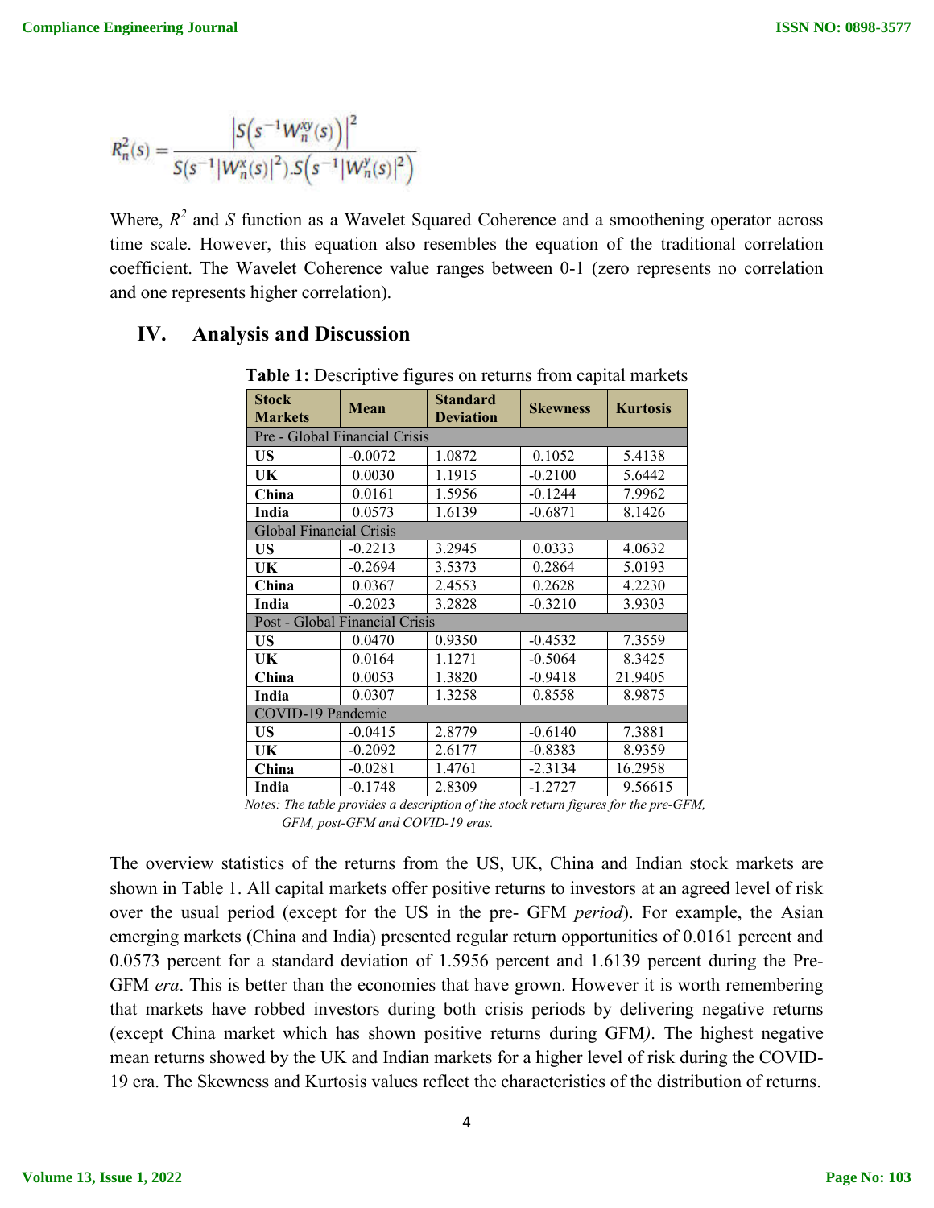$$R_n^2(s) = \frac{\left|S\left(s^{-1}W_n^{xy}(s)\right)\right|^2}{S\left(s^{-1}\left|W_n^x(s)\right|^2\right).S\left(s^{-1}\left|W_n^y(s)\right|^2\right)}$$

Where, $R^2$ and $S$ function as a Wavelet Squared Coherence and a smoothening operator across time scale. However, this equation also resembles the equation of the traditional correlation coefficient. The Wavelet Coherence value ranges between 0-1 (zero represents no correlation and one represents higher correlation).

## IV. Analysis and Discussion

**Table 1:** Descriptive figures on returns from capital markets

| Stock Markets | Mean | Standard Deviation | Skewness | Kurtosis |
|---|---|---|---|---|
| Pre - Global Financial Crisis | | | | |
| **US** | -0.0072 | 1.0872 | 0.1052 | 5.4138 |
| **UK** | 0.0030 | 1.1915 | -0.2100 | 5.6442 |
| **China** | 0.0161 | 1.5956 | -0.1244 | 7.9962 |
| **India** | 0.0573 | 1.6139 | -0.6871 | 8.1426 |
| Global Financial Crisis | | | | |
| **US** | -0.2213 | 3.2945 | 0.0333 | 4.0632 |
| **UK** | -0.2694 | 3.5373 | 0.2864 | 5.0193 |
| **China** | 0.0367 | 2.4553 | 0.2628 | 4.2230 |
| **India** | -0.2023 | 3.2828 | -0.3210 | 3.9303 |
| Post - Global Financial Crisis | | | | |
| **US** | 0.0470 | 0.9350 | -0.4532 | 7.3559 |
| **UK** | 0.0164 | 1.1271 | -0.5064 | 8.3425 |
| **China** | 0.0053 | 1.3820 | -0.9418 | 21.9405 |
| **India** | 0.0307 | 1.3258 | 0.8558 | 8.9875 |
| COVID-19 Pandemic | | | | |
| **US** | -0.0415 | 2.8779 | -0.6140 | 7.3881 |
| **UK** | -0.2092 | 2.6177 | -0.8383 | 8.9359 |
| **China** | -0.0281 | 1.4761 | -2.3134 | 16.2958 |
| **India** | -0.1748 | 2.8309 | -1.2727 | 9.56615 |

*Notes: The table provides a description of the stock return figures for the pre-GFM, GFM, post-GFM and COVID-19 eras.*

The overview statistics of the returns from the US, UK, China and Indian stock markets are shown in Table 1. All capital markets offer positive returns to investors at an agreed level of risk over the usual period (except for the US in the pre- GFM *period*). For example, the Asian emerging markets (China and India) presented regular return opportunities of 0.0161 percent and 0.0573 percent for a standard deviation of 1.5956 percent and 1.6139 percent during the Pre-GFM *era*. This is better than the economies that have grown. However it is worth remembering that markets have robbed investors during both crisis periods by delivering negative returns (except China market which has shown positive returns during GFM*)*. The highest negative mean returns showed by the UK and Indian markets for a higher level of risk during the COVID-19 era. The Skewness and Kurtosis values reflect the characteristics of the distribution of returns.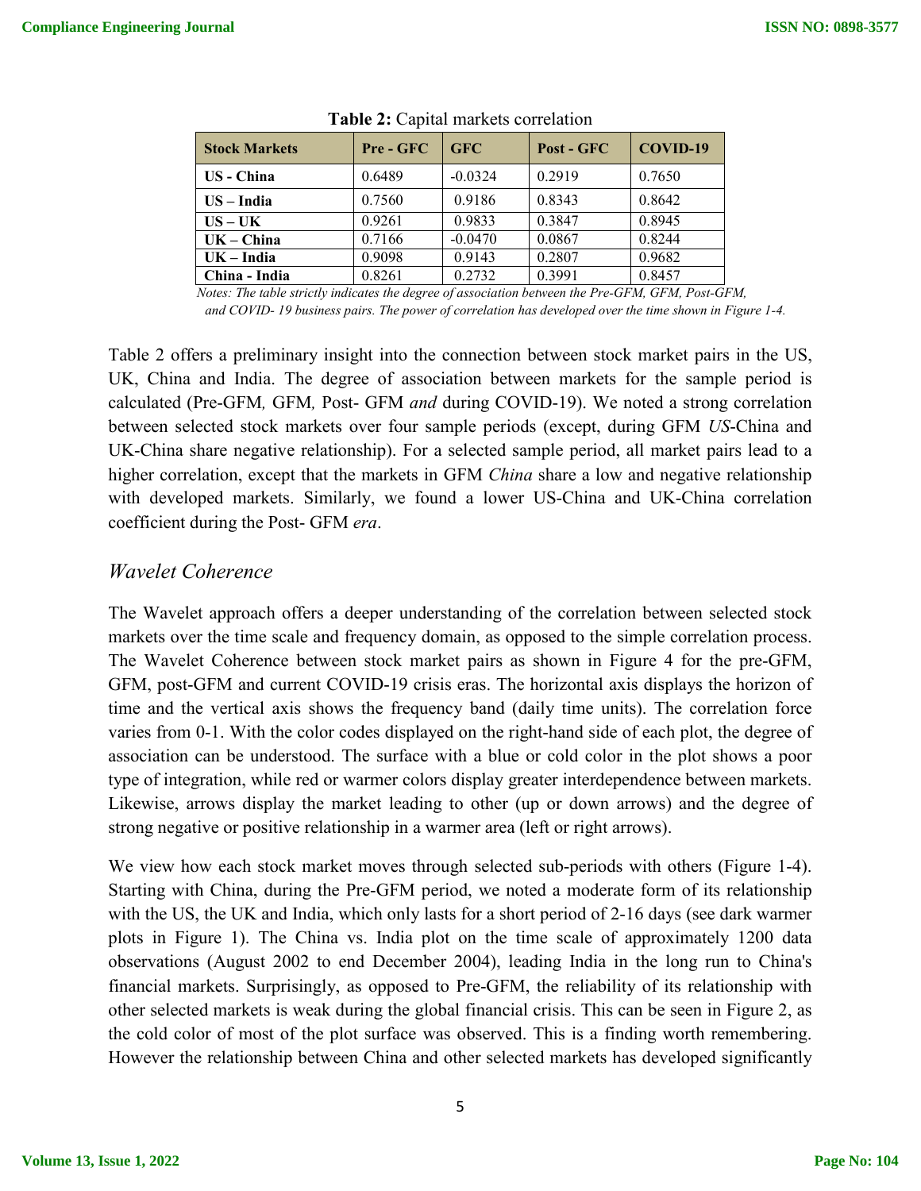**Table 2:** Capital markets correlation

| Stock Markets | Pre - GFC | GFC | Post - GFC | COVID-19 |
|---|---|---|---|---|
| **US - China** | 0.6489 | -0.0324 | 0.2919 | 0.7650 |
| **US – India** | 0.7560 | 0.9186 | 0.8343 | 0.8642 |
| **US – UK** | 0.9261 | 0.9833 | 0.3847 | 0.8945 |
| **UK – China** | 0.7166 | -0.0470 | 0.0867 | 0.8244 |
| **UK – India** | 0.9098 | 0.9143 | 0.2807 | 0.9682 |
| **China - India** | 0.8261 | 0.2732 | 0.3991 | 0.8457 |

*Notes: The table strictly indicates the degree of association between the Pre-GFM, GFM, Post-GFM, and COVID- 19 business pairs. The power of correlation has developed over the time shown in Figure 1-4.*

Table 2 offers a preliminary insight into the connection between stock market pairs in the US, UK, China and India. The degree of association between markets for the sample period is calculated (Pre-GFM*,* GFM*,* Post- GFM *and* during COVID-19). We noted a strong correlation between selected stock markets over four sample periods (except, during GFM *US*-China and UK-China share negative relationship). For a selected sample period, all market pairs lead to a higher correlation, except that the markets in GFM *China* share a low and negative relationship with developed markets. Similarly, we found a lower US-China and UK-China correlation coefficient during the Post- GFM *era*.

## *Wavelet Coherence*

The Wavelet approach offers a deeper understanding of the correlation between selected stock markets over the time scale and frequency domain, as opposed to the simple correlation process. The Wavelet Coherence between stock market pairs as shown in Figure 4 for the pre-GFM, GFM, post-GFM and current COVID-19 crisis eras. The horizontal axis displays the horizon of time and the vertical axis shows the frequency band (daily time units). The correlation force varies from 0-1. With the color codes displayed on the right-hand side of each plot, the degree of association can be understood. The surface with a blue or cold color in the plot shows a poor type of integration, while red or warmer colors display greater interdependence between markets. Likewise, arrows display the market leading to other (up or down arrows) and the degree of strong negative or positive relationship in a warmer area (left or right arrows).

We view how each stock market moves through selected sub-periods with others (Figure 1-4). Starting with China, during the Pre-GFM period, we noted a moderate form of its relationship with the US, the UK and India, which only lasts for a short period of 2-16 days (see dark warmer plots in Figure 1). The China vs. India plot on the time scale of approximately 1200 data observations (August 2002 to end December 2004), leading India in the long run to China's financial markets. Surprisingly, as opposed to Pre-GFM, the reliability of its relationship with other selected markets is weak during the global financial crisis. This can be seen in Figure 2, as the cold color of most of the plot surface was observed. This is a finding worth remembering. However the relationship between China and other selected markets has developed significantly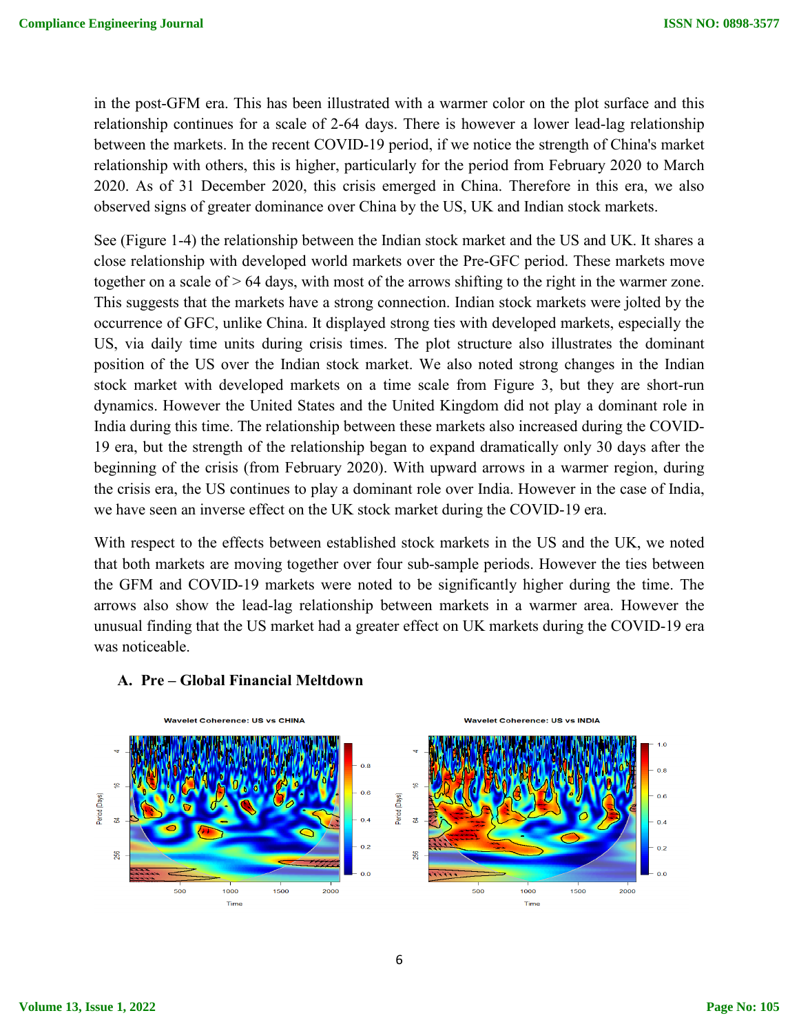in the post-GFM era. This has been illustrated with a warmer color on the plot surface and this relationship continues for a scale of 2-64 days. There is however a lower lead-lag relationship between the markets. In the recent COVID-19 period, if we notice the strength of China's market relationship with others, this is higher, particularly for the period from February 2020 to March 2020. As of 31 December 2020, this crisis emerged in China. Therefore in this era, we also observed signs of greater dominance over China by the US, UK and Indian stock markets.

See (Figure 1-4) the relationship between the Indian stock market and the US and UK. It shares a close relationship with developed world markets over the Pre-GFC period. These markets move together on a scale of > 64 days, with most of the arrows shifting to the right in the warmer zone. This suggests that the markets have a strong connection. Indian stock markets were jolted by the occurrence of GFC, unlike China. It displayed strong ties with developed markets, especially the US, via daily time units during crisis times. The plot structure also illustrates the dominant position of the US over the Indian stock market. We also noted strong changes in the Indian stock market with developed markets on a time scale from Figure 3, but they are short-run dynamics. However the United States and the United Kingdom did not play a dominant role in India during this time. The relationship between these markets also increased during the COVID-19 era, but the strength of the relationship began to expand dramatically only 30 days after the beginning of the crisis (from February 2020). With upward arrows in a warmer region, during the crisis era, the US continues to play a dominant role over India. However in the case of India, we have seen an inverse effect on the UK stock market during the COVID-19 era.

With respect to the effects between established stock markets in the US and the UK, we noted that both markets are moving together over four sub-sample periods. However the ties between the GFM and COVID-19 markets were noted to be significantly higher during the time. The arrows also show the lead-lag relationship between markets in a warmer area. However the unusual finding that the US market had a greater effect on UK markets during the COVID-19 era was noticeable.

### A. Pre – Global Financial Meltdown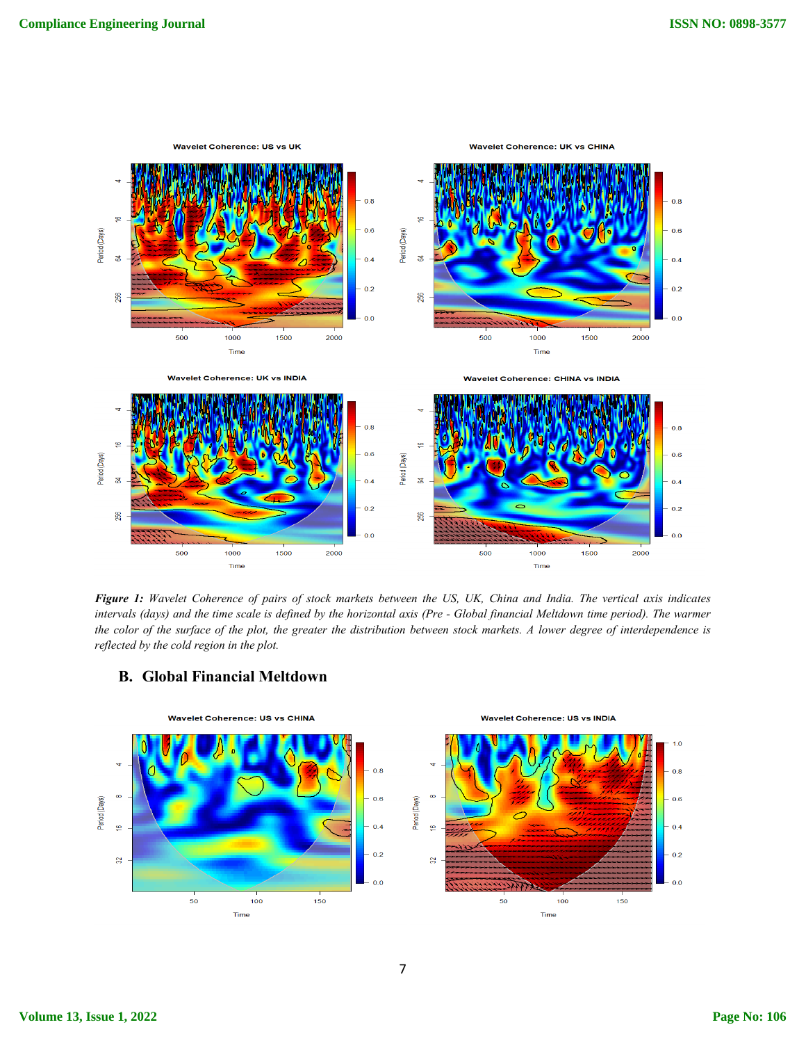*Figure 1: Wavelet Coherence of pairs of stock markets between the US, UK, China and India. The vertical axis indicates intervals (days) and the time scale is defined by the horizontal axis (Pre - Global financial Meltdown time period). The warmer the color of the surface of the plot, the greater the distribution between stock markets. A lower degree of interdependence is reflected by the cold region in the plot.*

## B. Global Financial Meltdown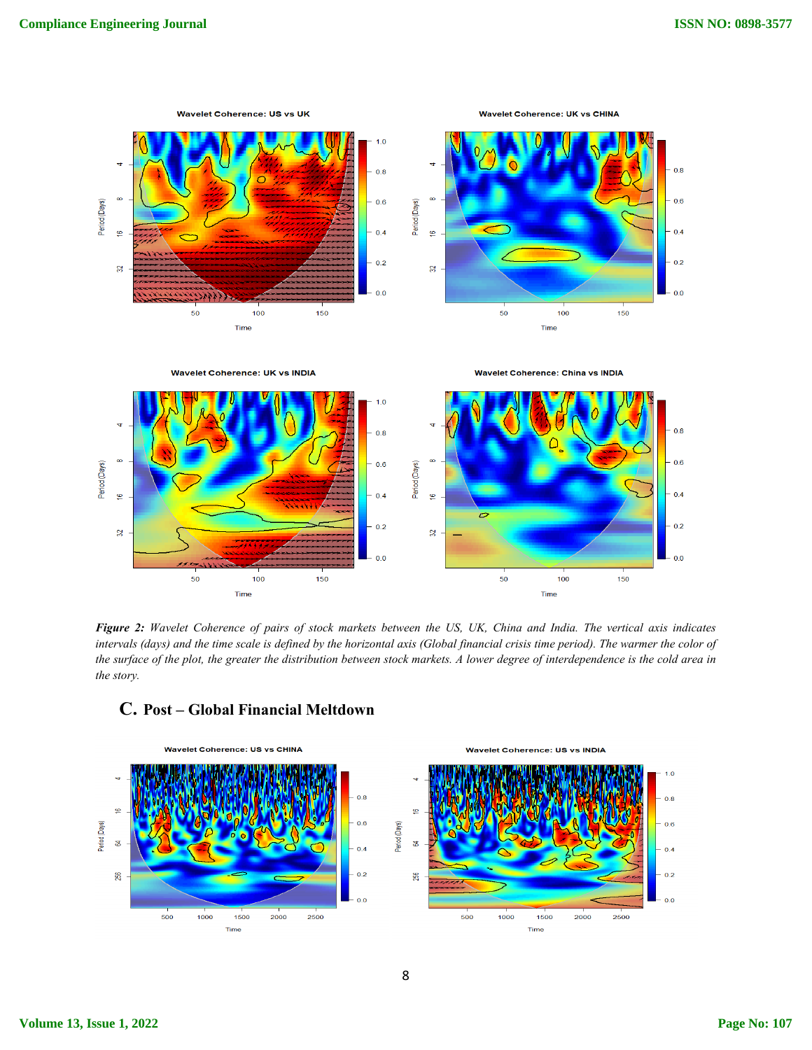*Figure 2: Wavelet Coherence of pairs of stock markets between the US, UK, China and India. The vertical axis indicates intervals (days) and the time scale is defined by the horizontal axis (Global financial crisis time period). The warmer the color of the surface of the plot, the greater the distribution between stock markets. A lower degree of interdependence is the cold area in the story.*

## C. Post – Global Financial Meltdown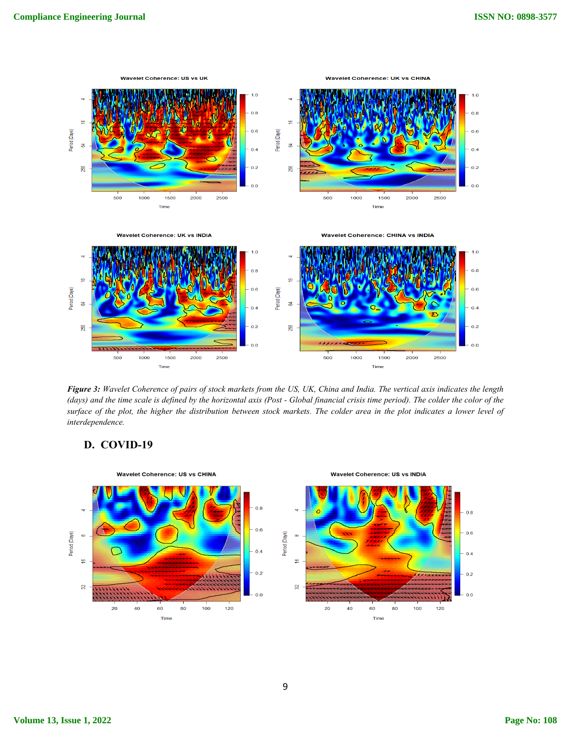*Figure 3: Wavelet Coherence of pairs of stock markets from the US, UK, China and India. The vertical axis indicates the length (days) and the time scale is defined by the horizontal axis (Post - Global financial crisis time period). The colder the color of the surface of the plot, the higher the distribution between stock markets. The colder area in the plot indicates a lower level of interdependence.*

## D. COVID-19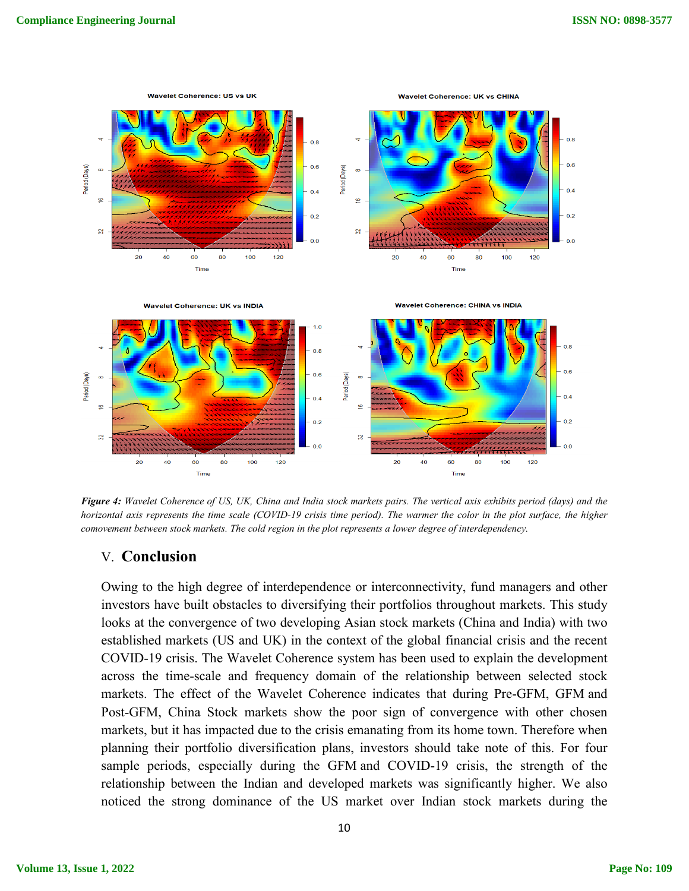*Figure 4: Wavelet Coherence of US, UK, China and India stock markets pairs. The vertical axis exhibits period (days) and the horizontal axis represents the time scale (COVID-19 crisis time period). The warmer the color in the plot surface, the higher comovement between stock markets. The cold region in the plot represents a lower degree of interdependency.*

## V. Conclusion

Owing to the high degree of interdependence or interconnectivity, fund managers and other investors have built obstacles to diversifying their portfolios throughout markets. This study looks at the convergence of two developing Asian stock markets (China and India) with two established markets (US and UK) in the context of the global financial crisis and the recent COVID-19 crisis. The Wavelet Coherence system has been used to explain the development across the time-scale and frequency domain of the relationship between selected stock markets. The effect of the Wavelet Coherence indicates that during Pre-GFM, GFM and Post-GFM, China Stock markets show the poor sign of convergence with other chosen markets, but it has impacted due to the crisis emanating from its home town. Therefore when planning their portfolio diversification plans, investors should take note of this. For four sample periods, especially during the GFM and COVID-19 crisis, the strength of the relationship between the Indian and developed markets was significantly higher. We also noticed the strong dominance of the US market over Indian stock markets during the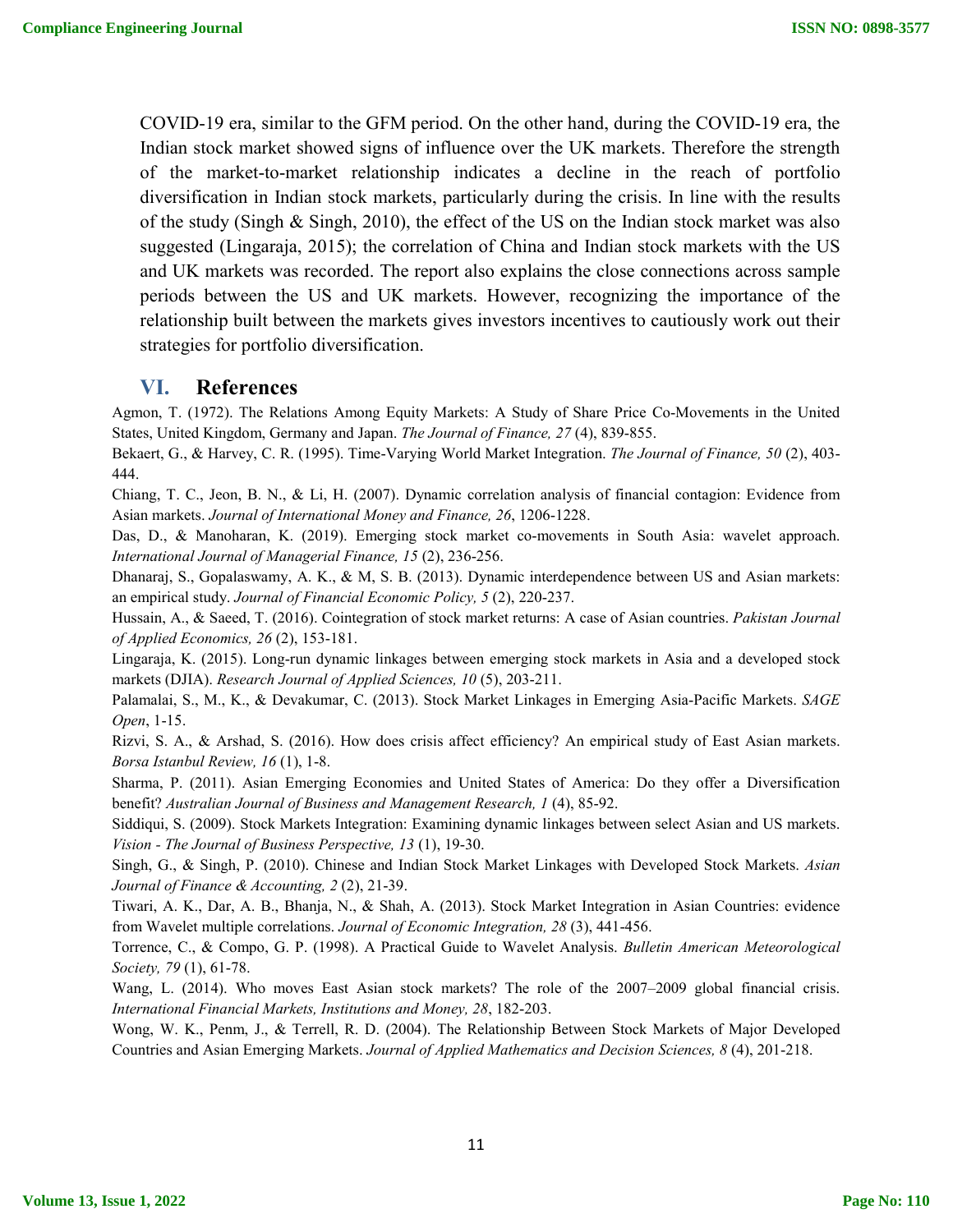COVID-19 era, similar to the GFM period. On the other hand, during the COVID-19 era, the Indian stock market showed signs of influence over the UK markets. Therefore the strength of the market-to-market relationship indicates a decline in the reach of portfolio diversification in Indian stock markets, particularly during the crisis. In line with the results of the study (Singh & Singh, 2010), the effect of the US on the Indian stock market was also suggested (Lingaraja, 2015); the correlation of China and Indian stock markets with the US and UK markets was recorded. The report also explains the close connections across sample periods between the US and UK markets. However, recognizing the importance of the relationship built between the markets gives investors incentives to cautiously work out their strategies for portfolio diversification.

## VI. References

Agmon, T. (1972). The Relations Among Equity Markets: A Study of Share Price Co-Movements in the United States, United Kingdom, Germany and Japan. *The Journal of Finance, 27* (4), 839-855.

Bekaert, G., & Harvey, C. R. (1995). Time-Varying World Market Integration. *The Journal of Finance, 50* (2), 403-444.

Chiang, T. C., Jeon, B. N., & Li, H. (2007). Dynamic correlation analysis of financial contagion: Evidence from Asian markets. *Journal of International Money and Finance, 26*, 1206-1228.

Das, D., & Manoharan, K. (2019). Emerging stock market co-movements in South Asia: wavelet approach. *International Journal of Managerial Finance, 15* (2), 236-256.

Dhanaraj, S., Gopalaswamy, A. K., & M, S. B. (2013). Dynamic interdependence between US and Asian markets: an empirical study. *Journal of Financial Economic Policy, 5* (2), 220-237.

Hussain, A., & Saeed, T. (2016). Cointegration of stock market returns: A case of Asian countries. *Pakistan Journal of Applied Economics, 26* (2), 153-181.

Lingaraja, K. (2015). Long-run dynamic linkages between emerging stock markets in Asia and a developed stock markets (DJIA). *Research Journal of Applied Sciences, 10* (5), 203-211.

Palamalai, S., M., K., & Devakumar, C. (2013). Stock Market Linkages in Emerging Asia-Pacific Markets. *SAGE Open*, 1-15.

Rizvi, S. A., & Arshad, S. (2016). How does crisis affect efficiency? An empirical study of East Asian markets. *Borsa Istanbul Review, 16* (1), 1-8.

Sharma, P. (2011). Asian Emerging Economies and United States of America: Do they offer a Diversification benefit? *Australian Journal of Business and Management Research, 1* (4), 85-92.

Siddiqui, S. (2009). Stock Markets Integration: Examining dynamic linkages between select Asian and US markets. *Vision - The Journal of Business Perspective, 13* (1), 19-30.

Singh, G., & Singh, P. (2010). Chinese and Indian Stock Market Linkages with Developed Stock Markets. *Asian Journal of Finance & Accounting, 2* (2), 21-39.

Tiwari, A. K., Dar, A. B., Bhanja, N., & Shah, A. (2013). Stock Market Integration in Asian Countries: evidence from Wavelet multiple correlations. *Journal of Economic Integration, 28* (3), 441-456.

Torrence, C., & Compo, G. P. (1998). A Practical Guide to Wavelet Analysis. *Bulletin American Meteorological Society, 79* (1), 61-78.

Wang, L. (2014). Who moves East Asian stock markets? The role of the 2007–2009 global financial crisis. *International Financial Markets, Institutions and Money, 28*, 182-203.

Wong, W. K., Penm, J., & Terrell, R. D. (2004). The Relationship Between Stock Markets of Major Developed Countries and Asian Emerging Markets. *Journal of Applied Mathematics and Decision Sciences, 8* (4), 201-218.